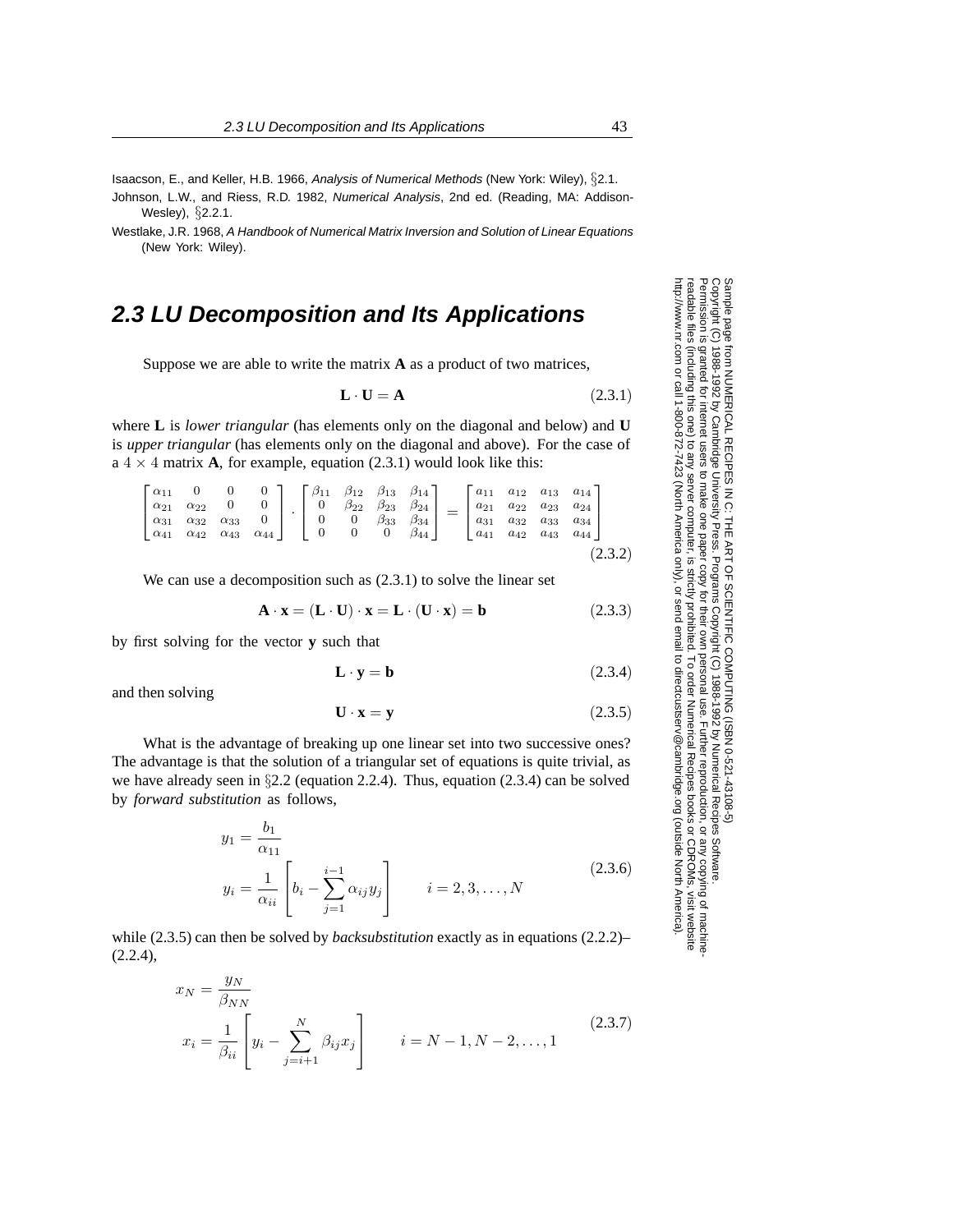Isaacson, E., and Keller, H.B. 1966, *Analysis of Numerical Methods* (New York: Wiley), §2.1.

Johnson, L.W., and Riess, R.D. 1982, *Numerical Analysis*, 2nd ed. (Reading, MA: Addison-Wesley), §2.2.1.

Westlake, J.R. 1968, *A Handbook of Numerical Matrix Inversion and Solution of Linear Equations* (New York: Wiley).

## 2.3 LU Decomposition and Its Applications

Suppose we are able to write the matrix $\mathbf{A}$ as a product of two matrices,

$$\mathbf{L} \cdot \mathbf{U} = \mathbf{A} \tag{2.3.1}$$

where $\mathbf{L}$ is *lower triangular* (has elements only on the diagonal and below) and $\mathbf{U}$ is *upper triangular* (has elements only on the diagonal and above). For the case of a $4 \times 4$ matrix $\mathbf{A}$, for example, equation (2.3.1) would look like this:

$$\begin{bmatrix} \alpha_{11} & 0 & 0 & 0 \\ \alpha_{21} & \alpha_{22} & 0 & 0 \\ \alpha_{31} & \alpha_{32} & \alpha_{33} & 0 \\ \alpha_{41} & \alpha_{42} & \alpha_{43} & \alpha_{44} \end{bmatrix} \cdot \begin{bmatrix} \beta_{11} & \beta_{12} & \beta_{13} & \beta_{14} \\ 0 & \beta_{22} & \beta_{23} & \beta_{24} \\ 0 & 0 & \beta_{33} & \beta_{34} \\ 0 & 0 & 0 & \beta_{44} \end{bmatrix} = \begin{bmatrix} a_{11} & a_{12} & a_{13} & a_{14} \\ a_{21} & a_{22} & a_{23} & a_{24} \\ a_{31} & a_{32} & a_{33} & a_{34} \\ a_{41} & a_{42} & a_{43} & a_{44} \end{bmatrix} \tag{2.3.2}$$

We can use a decomposition such as (2.3.1) to solve the linear set

$$\mathbf{A} \cdot \mathbf{x} = (\mathbf{L} \cdot \mathbf{U}) \cdot \mathbf{x} = \mathbf{L} \cdot (\mathbf{U} \cdot \mathbf{x}) = \mathbf{b} \tag{2.3.3}$$

by first solving for the vector $\mathbf{y}$ such that

$$\mathbf{L} \cdot \mathbf{y} = \mathbf{b} \tag{2.3.4}$$

and then solving

$$\mathbf{U} \cdot \mathbf{x} = \mathbf{y} \tag{2.3.5}$$

What is the advantage of breaking up one linear set into two successive ones? The advantage is that the solution of a triangular set of equations is quite trivial, as we have already seen in §2.2 (equation 2.2.4). Thus, equation (2.3.4) can be solved by *forward substitution* as follows,

$$\begin{aligned} y_1 &= \frac{b_1}{\alpha_{11}} \\ y_i &= \frac{1}{\alpha_{ii}} \left[ b_i - \sum_{j=1}^{i-1} \alpha_{ij} y_j \right] \qquad i = 2, 3, \ldots, N \end{aligned} \tag{2.3.6}$$

while (2.3.5) can then be solved by *backsubstitution* exactly as in equations (2.2.2)–(2.2.4),

$$\begin{aligned} x_N &= \frac{y_N}{\beta_{NN}} \\ x_i &= \frac{1}{\beta_{ii}} \left[ y_i - \sum_{j=i+1}^{N} \beta_{ij} x_j \right] \qquad i = N-1, N-2, \ldots, 1 \end{aligned} \tag{2.3.7}$$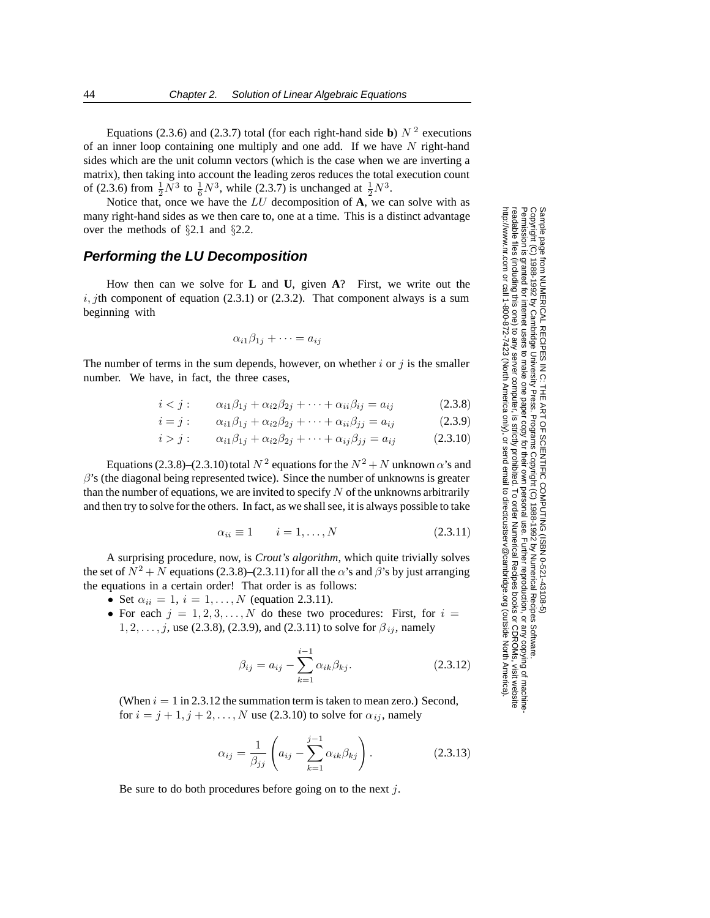Equations (2.3.6) and (2.3.7) total (for each right-hand side **b**) $N^2$ executions of an inner loop containing one multiply and one add. If we have $N$ right-hand sides which are the unit column vectors (which is the case when we are inverting a matrix), then taking into account the leading zeros reduces the total execution count of (2.3.6) from $\frac{1}{2}N^3$ to $\frac{1}{6}N^3$, while (2.3.7) is unchanged at $\frac{1}{2}N^3$.

Notice that, once we have the $LU$ decomposition of **A**, we can solve with as many right-hand sides as we then care to, one at a time. This is a distinct advantage over the methods of §2.1 and §2.2.

## Performing the LU Decomposition

How then can we solve for **L** and **U**, given **A**? First, we write out the $i, j$th component of equation (2.3.1) or (2.3.2). That component always is a sum beginning with

$$\alpha_{i1}\beta_{1j} + \cdots = a_{ij}$$

The number of terms in the sum depends, however, on whether $i$ or $j$ is the smaller number. We have, in fact, the three cases,

$$i < j: \qquad \alpha_{i1}\beta_{1j} + \alpha_{i2}\beta_{2j} + \cdots + \alpha_{ii}\beta_{ij} = a_{ij} \tag{2.3.8}$$

$$i = j: \qquad \alpha_{i1}\beta_{1j} + \alpha_{i2}\beta_{2j} + \cdots + \alpha_{ii}\beta_{jj} = a_{ij} \tag{2.3.9}$$

$$i > j: \qquad \alpha_{i1}\beta_{1j} + \alpha_{i2}\beta_{2j} + \cdots + \alpha_{ij}\beta_{jj} = a_{ij} \tag{2.3.10}$$

Equations (2.3.8)–(2.3.10) total $N^2$ equations for the $N^2 + N$ unknown $\alpha$'s and $\beta$'s (the diagonal being represented twice). Since the number of unknowns is greater than the number of equations, we are invited to specify $N$ of the unknowns arbitrarily and then try to solve for the others. In fact, as we shall see, it is always possible to take

$$\alpha_{ii} \equiv 1 \qquad i = 1, \ldots, N \tag{2.3.11}$$

A surprising procedure, now, is *Crout's algorithm*, which quite trivially solves the set of $N^2 + N$ equations (2.3.8)–(2.3.11) for all the $\alpha$'s and $\beta$'s by just arranging the equations in a certain order! That order is as follows:

- Set $\alpha_{ii} = 1$, $i = 1, \ldots, N$ (equation 2.3.11).
- For each $j = 1, 2, 3, \ldots, N$ do these two procedures: First, for $i = 1, 2, \ldots, j$, use (2.3.8), (2.3.9), and (2.3.11) to solve for $\beta_{ij}$, namely

$$\beta_{ij} = a_{ij} - \sum_{k=1}^{i-1} \alpha_{ik}\beta_{kj}. \tag{2.3.12}$$

(When $i = 1$ in 2.3.12 the summation term is taken to mean zero.) Second, for $i = j + 1, j + 2, \ldots, N$ use (2.3.10) to solve for $\alpha_{ij}$, namely

$$\alpha_{ij} = \frac{1}{\beta_{jj}} \left( a_{ij} - \sum_{k=1}^{j-1} \alpha_{ik}\beta_{kj} \right). \tag{2.3.13}$$

Be sure to do both procedures before going on to the next $j$.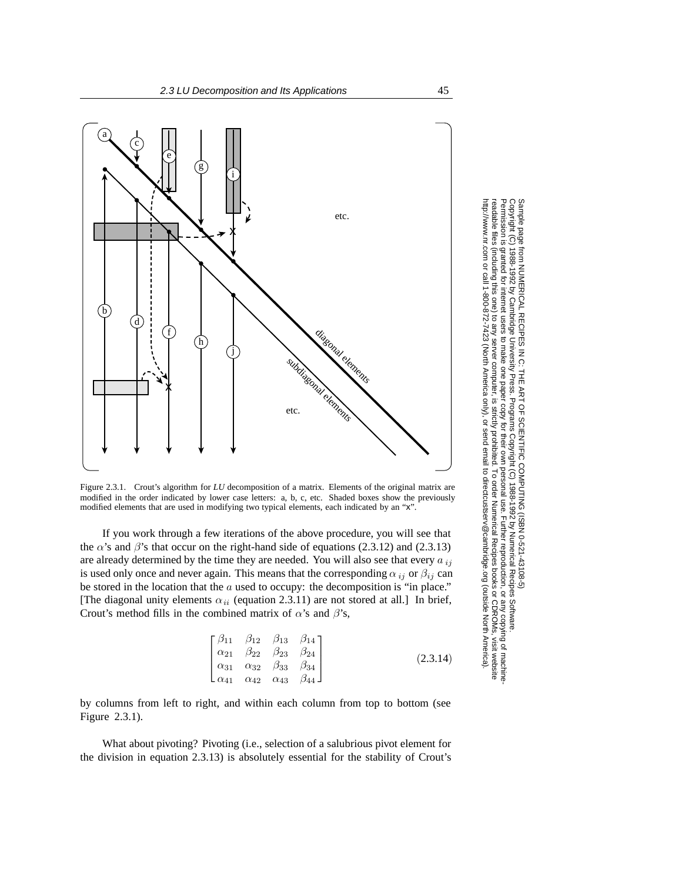Figure 2.3.1. Crout's algorithm for *LU* decomposition of a matrix. Elements of the original matrix are modified in the order indicated by lower case letters: a, b, c, etc. Shaded boxes show the previously modified elements that are used in modifying two typical elements, each indicated by an "x".

If you work through a few iterations of the above procedure, you will see that the $\alpha$'s and $\beta$'s that occur on the right-hand side of equations (2.3.12) and (2.3.13) are already determined by the time they are needed. You will also see that every $a_{ij}$ is used only once and never again. This means that the corresponding $\alpha_{ij}$ or $\beta_{ij}$ can be stored in the location that the $a$ used to occupy: the decomposition is "in place." [The diagonal unity elements $\alpha_{ii}$ (equation 2.3.11) are not stored at all.] In brief, Crout's method fills in the combined matrix of $\alpha$'s and $\beta$'s,

$$\begin{bmatrix} \beta_{11} & \beta_{12} & \beta_{13} & \beta_{14} \\ \alpha_{21} & \beta_{22} & \beta_{23} & \beta_{24} \\ \alpha_{31} & \alpha_{32} & \beta_{33} & \beta_{34} \\ \alpha_{41} & \alpha_{42} & \alpha_{43} & \beta_{44} \end{bmatrix} \tag{2.3.14}$$

by columns from left to right, and within each column from top to bottom (see Figure 2.3.1).

What about pivoting? Pivoting (i.e., selection of a salubrious pivot element for the division in equation 2.3.13) is absolutely essential for the stability of Crout's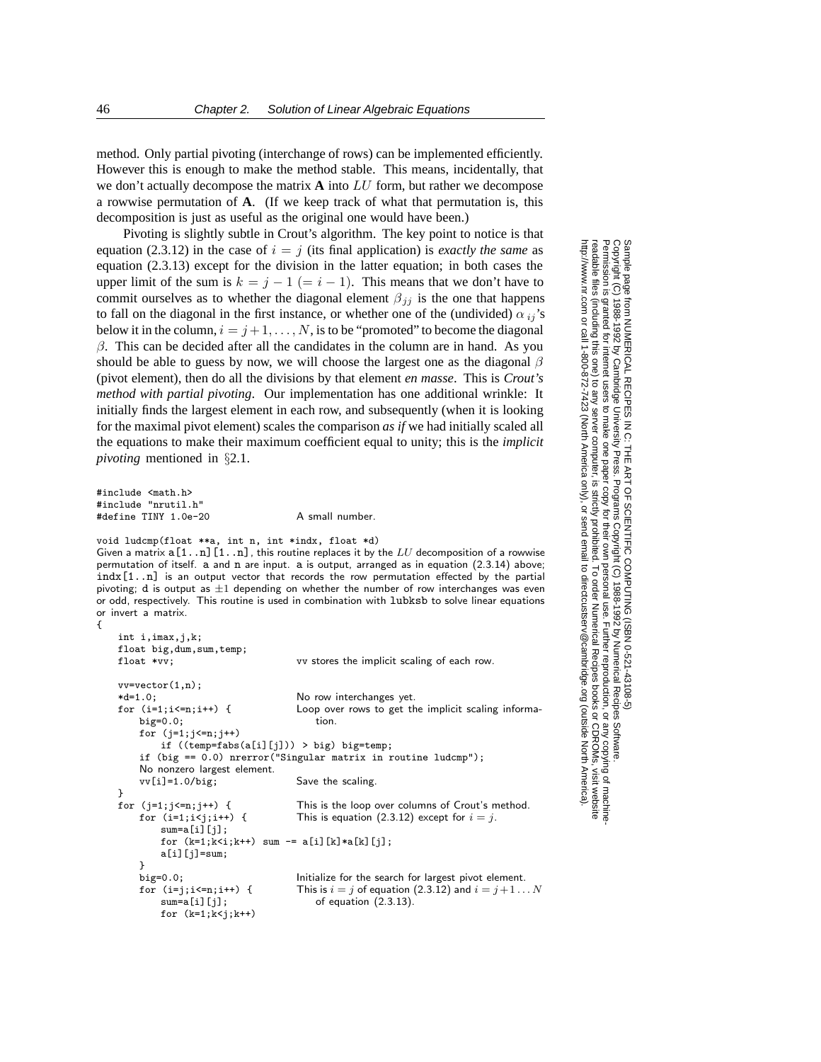method. Only partial pivoting (interchange of rows) can be implemented efficiently. However this is enough to make the method stable. This means, incidentally, that we don't actually decompose the matrix **A** into $LU$ form, but rather we decompose a rowwise permutation of **A**. (If we keep track of what that permutation is, this decomposition is just as useful as the original one would have been.)

Pivoting is slightly subtle in Crout's algorithm. The key point to notice is that equation (2.3.12) in the case of $i = j$ (its final application) is *exactly the same* as equation (2.3.13) except for the division in the latter equation; in both cases the upper limit of the sum is $k = j - 1$ $(= i - 1)$. This means that we don't have to commit ourselves as to whether the diagonal element $\beta_{jj}$ is the one that happens to fall on the diagonal in the first instance, or whether one of the (undivided) $\alpha_{ij}$'s below it in the column, $i = j+1, \ldots, N$, is to be "promoted" to become the diagonal $\beta$. This can be decided after all the candidates in the column are in hand. As you should be able to guess by now, we will choose the largest one as the diagonal $\beta$ (pivot element), then do all the divisions by that element *en masse*. This is *Crout's method with partial pivoting*. Our implementation has one additional wrinkle: It initially finds the largest element in each row, and subsequently (when it is looking for the maximal pivot element) scales the comparison *as if* we had initially scaled all the equations to make their maximum coefficient equal to unity; this is the *implicit pivoting* mentioned in §2.1.

```
#include <math.h>
#include "nrutil.h"
#define TINY 1.0e-20                    A small number.

void ludcmp(float **a, int n, int *indx, float *d)
```

Given a matrix `a[1..n][1..n]`, this routine replaces it by the $LU$ decomposition of a rowwise permutation of itself. `a` and `n` are input. `a` is output, arranged as in equation (2.3.14) above; `indx[1..n]` is an output vector that records the row permutation effected by the partial pivoting; `d` is output as $\pm 1$ depending on whether the number of row interchanges was even or odd, respectively. This routine is used in combination with `lubksb` to solve linear equations or invert a matrix.

```
{
    int i,imax,j,k;
    float big,dum,sum,temp;
    float *vv;                          vv stores the implicit scaling of each row.

    vv=vector(1,n);
    *d=1.0;                             No row interchanges yet.
    for (i=1;i<=n;i++) {                Loop over rows to get the implicit scaling informa-
        big=0.0;                            tion.
        for (j=1;j<=n;j++)
            if ((temp=fabs(a[i][j])) > big) big=temp;
        if (big == 0.0) nrerror("Singular matrix in routine ludcmp");
        No nonzero largest element.
        vv[i]=1.0/big;                  Save the scaling.
    }
    for (j=1;j<=n;j++) {                This is the loop over columns of Crout's method.
        for (i=1;i<j;i++) {             This is equation (2.3.12) except for i = j.
            sum=a[i][j];
            for (k=1;k<i;k++) sum -= a[i][k]*a[k][j];
            a[i][j]=sum;
        }
        big=0.0;                        Initialize for the search for largest pivot element.
        for (i=j;i<=n;i++) {            This is i = j of equation (2.3.12) and i = j+1...N
            sum=a[i][j];                    of equation (2.3.13).
            for (k=1;k<j;k++)
```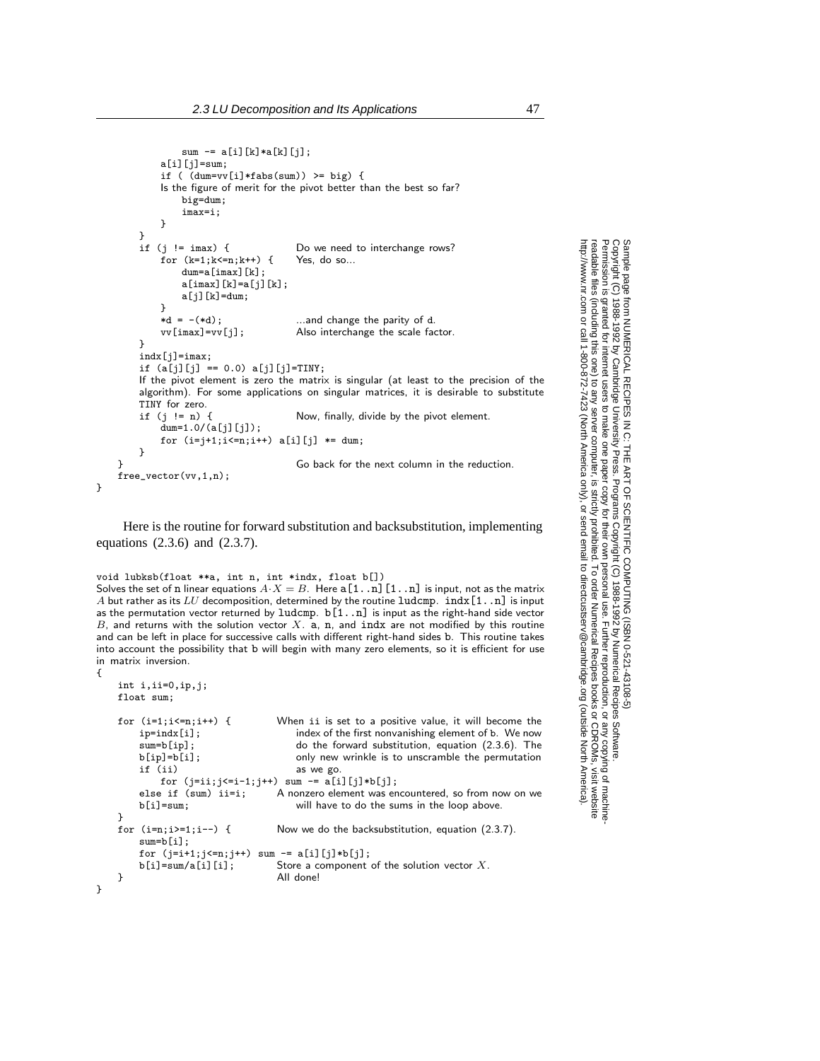```
                sum -= a[i][k]*a[k][j];
            a[i][j]=sum;
            if ( (dum=vv[i]*fabs(sum)) >= big) {
            Is the figure of merit for the pivot better than the best so far?
                big=dum;
                imax=i;
            }
        }
        if (j != imax) {                  Do we need to interchange rows?
            for (k=1;k<=n;k++) {          Yes, do so...
                dum=a[imax][k];
                a[imax][k]=a[j][k];
                a[j][k]=dum;
            }
            *d = -(*d);                   ...and change the parity of d.
            vv[imax]=vv[j];               Also interchange the scale factor.
        }
        indx[j]=imax;
        if (a[j][j] == 0.0) a[j][j]=TINY;
        If the pivot element is zero the matrix is singular (at least to the precision of the
        algorithm). For some applications on singular matrices, it is desirable to substitute
        TINY for zero.
        if (j != n) {                     Now, finally, divide by the pivot element.
            dum=1.0/(a[j][j]);
            for (i=j+1;i<=n;i++) a[i][j] *= dum;
        }
    }                                     Go back for the next column in the reduction.
    free_vector(vv,1,n);
}
```

Here is the routine for forward substitution and backsubstitution, implementing equations (2.3.6) and (2.3.7).

```
void lubksb(float **a, int n, int *indx, float b[])
```

Solves the set of n linear equations $A \cdot X = B$. Here a[1..n][1..n] is input, not as the matrix $A$ but rather as its $LU$ decomposition, determined by the routine ludcmp. indx[1..n] is input as the permutation vector returned by ludcmp. b[1..n] is input as the right-hand side vector $B$, and returns with the solution vector $X$. a, n, and indx are not modified by this routine and can be left in place for successive calls with different right-hand sides b. This routine takes into account the possibility that b will begin with many zero elements, so it is efficient for use in matrix inversion.

```
{
    int i,ii=0,ip,j;
    float sum;

    for (i=1;i<=n;i++) {          When ii is set to a positive value, it will become the
        ip=indx[i];                   index of the first nonvanishing element of b. We now
        sum=b[ip];                    do the forward substitution, equation (2.3.6). The
        b[ip]=b[i];                   only new wrinkle is to unscramble the permutation
        if (ii)                       as we go.
            for (j=ii;j<=i-1;j++) sum -= a[i][j]*b[j];
        else if (sum) ii=i;       A nonzero element was encountered, so from now on we
        b[i]=sum;                     will have to do the sums in the loop above.
    }
    for (i=n;i>=1;i--) {          Now we do the backsubstitution, equation (2.3.7).
        sum=b[i];
        for (j=i+1;j<=n;j++) sum -= a[i][j]*b[j];
        b[i]=sum/a[i][i];         Store a component of the solution vector X.
    }                             All done!
}
```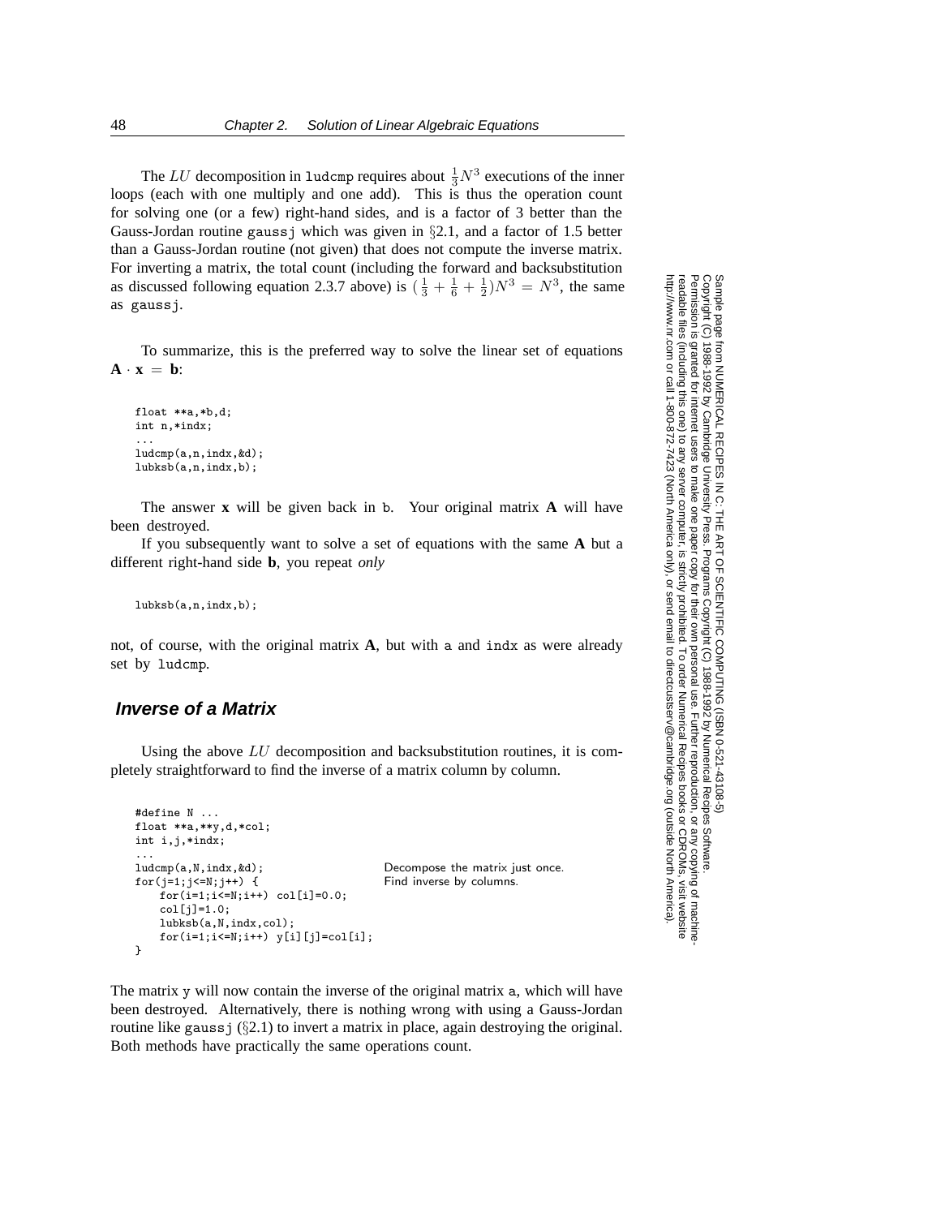The $LU$ decomposition in ludcmp requires about $\frac{1}{3}N^3$ executions of the inner loops (each with one multiply and one add). This is thus the operation count for solving one (or a few) right-hand sides, and is a factor of 3 better than the Gauss-Jordan routine gaussj which was given in §2.1, and a factor of 1.5 better than a Gauss-Jordan routine (not given) that does not compute the inverse matrix. For inverting a matrix, the total count (including the forward and backsubstitution as discussed following equation 2.3.7 above) is $(\frac{1}{3} + \frac{1}{6} + \frac{1}{2})N^3 = N^3$, the same as gaussj.

To summarize, this is the preferred way to solve the linear set of equations $\mathbf{A} \cdot \mathbf{x} = \mathbf{b}$:

```
float **a,*b,d;
int n,*indx;
...
ludcmp(a,n,indx,&d);
lubksb(a,n,indx,b);
```

The answer **x** will be given back in b. Your original matrix **A** will have been destroyed.

If you subsequently want to solve a set of equations with the same **A** but a different right-hand side **b**, you repeat *only*

```
lubksb(a,n,indx,b);
```

not, of course, with the original matrix **A**, but with a and indx as were already set by ludcmp.

## Inverse of a Matrix

Using the above $LU$ decomposition and backsubstitution routines, it is completely straightforward to find the inverse of a matrix column by column.

```
#define N ...
float **a,**y,d,*col;
int i,j,*indx;
...
ludcmp(a,N,indx,&d);                    Decompose the matrix just once.
for(j=1;j<=N;j++) {                     Find inverse by columns.
    for(i=1;i<=N;i++) col[i]=0.0;
    col[j]=1.0;
    lubksb(a,N,indx,col);
    for(i=1;i<=N;i++) y[i][j]=col[i];
}
```

The matrix y will now contain the inverse of the original matrix a, which will have been destroyed. Alternatively, there is nothing wrong with using a Gauss-Jordan routine like gaussj (§2.1) to invert a matrix in place, again destroying the original. Both methods have practically the same operations count.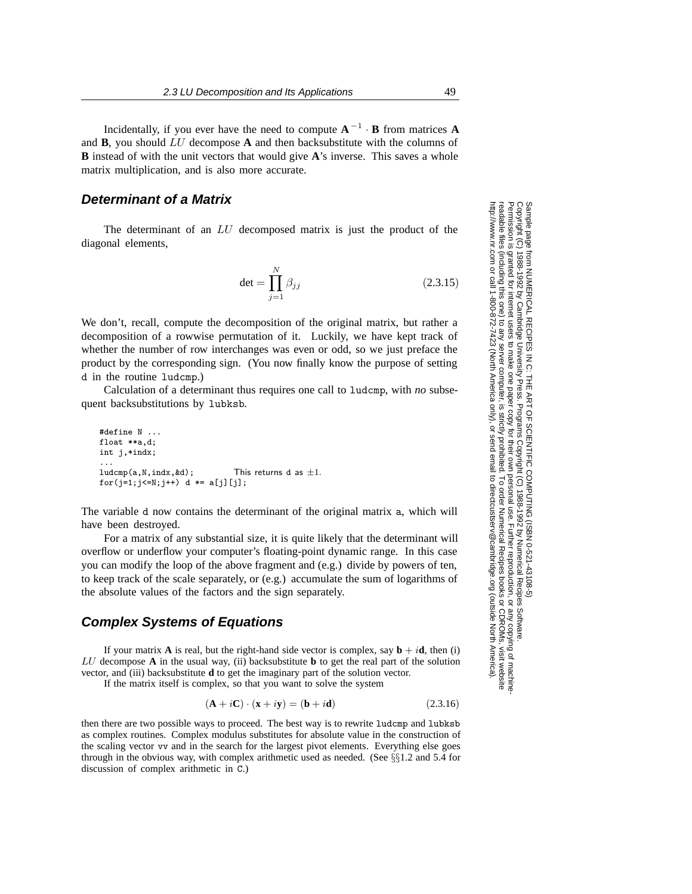Incidentally, if you ever have the need to compute $\mathbf{A}^{-1} \cdot \mathbf{B}$ from matrices **A** and **B**, you should $LU$ decompose **A** and then backsubstitute with the columns of **B** instead of with the unit vectors that would give **A**'s inverse. This saves a whole matrix multiplication, and is also more accurate.

## Determinant of a Matrix

The determinant of an $LU$ decomposed matrix is just the product of the diagonal elements,

$$\det = \prod_{j=1}^{N} \beta_{jj} \tag{2.3.15}$$

We don't, recall, compute the decomposition of the original matrix, but rather a decomposition of a rowwise permutation of it. Luckily, we have kept track of whether the number of row interchanges was even or odd, so we just preface the product by the corresponding sign. (You now finally know the purpose of setting `d` in the routine `ludcmp`.)

Calculation of a determinant thus requires one call to `ludcmp`, with *no* subsequent backsubstitutions by `lubksb`.

```
#define N ...
float **a,d;
int j,*indx;
...
ludcmp(a,N,indx,&d);          This returns d as ±1.
for(j=1;j<=N;j++) d *= a[j][j];
```

The variable `d` now contains the determinant of the original matrix `a`, which will have been destroyed.

For a matrix of any substantial size, it is quite likely that the determinant will overflow or underflow your computer's floating-point dynamic range. In this case you can modify the loop of the above fragment and (e.g.) divide by powers of ten, to keep track of the scale separately, or (e.g.) accumulate the sum of logarithms of the absolute values of the factors and the sign separately.

## Complex Systems of Equations

If your matrix **A** is real, but the right-hand side vector is complex, say $\mathbf{b} + i\mathbf{d}$, then (i) $LU$ decompose **A** in the usual way, (ii) backsubstitute **b** to get the real part of the solution vector, and (iii) backsubstitute **d** to get the imaginary part of the solution vector.

If the matrix itself is complex, so that you want to solve the system

$$(\mathbf{A} + i\mathbf{C}) \cdot (\mathbf{x} + i\mathbf{y}) = (\mathbf{b} + i\mathbf{d}) \tag{2.3.16}$$

then there are two possible ways to proceed. The best way is to rewrite `ludcmp` and `lubksb` as complex routines. Complex modulus substitutes for absolute value in the construction of the scaling vector `vv` and in the search for the largest pivot elements. Everything else goes through in the obvious way, with complex arithmetic used as needed. (See §§1.2 and 5.4 for discussion of complex arithmetic in C.)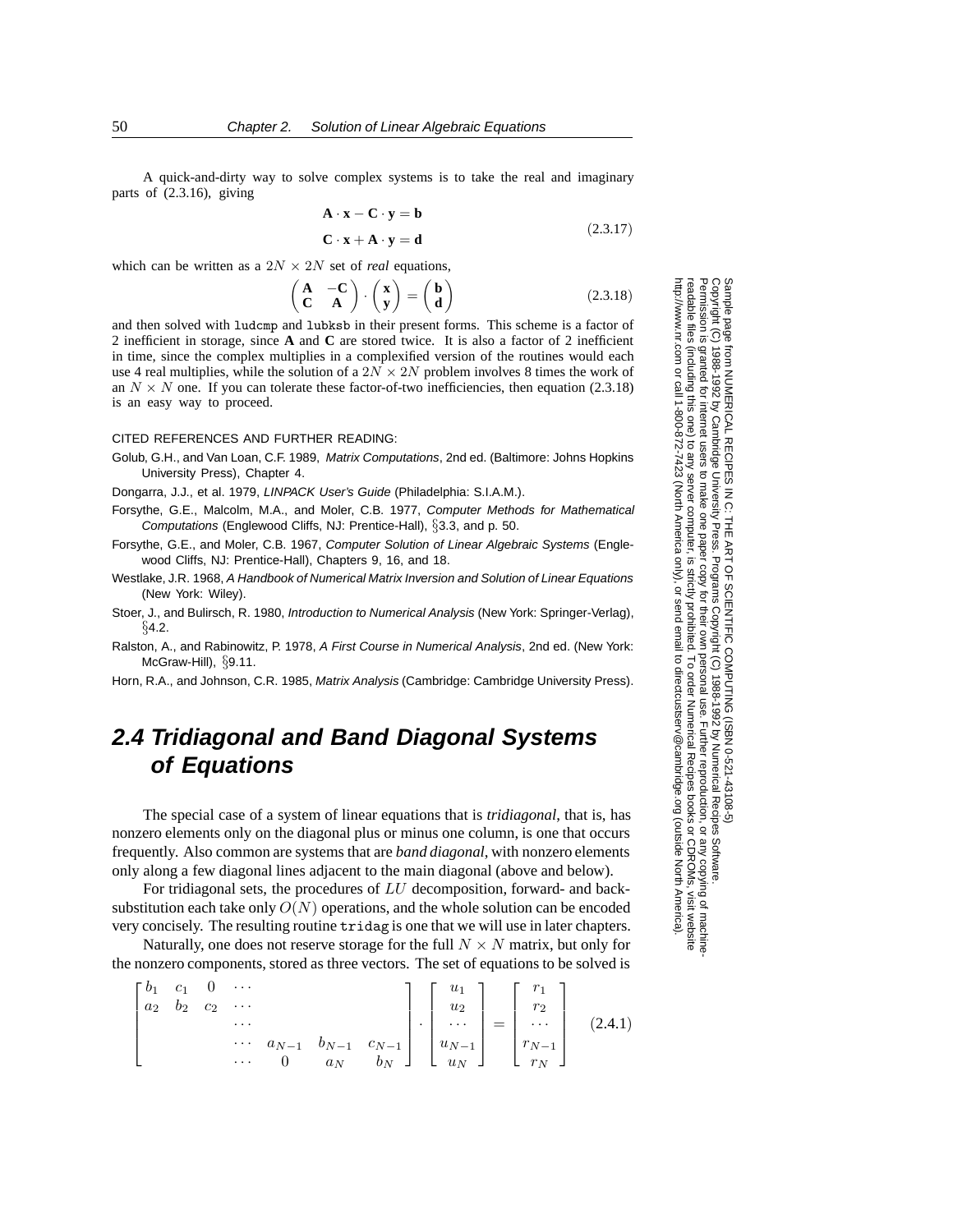A quick-and-dirty way to solve complex systems is to take the real and imaginary parts of (2.3.16), giving

$$\mathbf{A} \cdot \mathbf{x} - \mathbf{C} \cdot \mathbf{y} = \mathbf{b}$$
$$\mathbf{C} \cdot \mathbf{x} + \mathbf{A} \cdot \mathbf{y} = \mathbf{d} \tag{2.3.17}$$

which can be written as a $2N \times 2N$ set of *real* equations,

$$\begin{pmatrix} \mathbf{A} & -\mathbf{C} \\ \mathbf{C} & \mathbf{A} \end{pmatrix} \cdot \begin{pmatrix} \mathbf{x} \\ \mathbf{y} \end{pmatrix} = \begin{pmatrix} \mathbf{b} \\ \mathbf{d} \end{pmatrix} \tag{2.3.18}$$

and then solved with ludcmp and lubksb in their present forms. This scheme is a factor of 2 inefficient in storage, since **A** and **C** are stored twice. It is also a factor of 2 inefficient in time, since the complex multiplies in a complexified version of the routines would each use 4 real multiplies, while the solution of a $2N \times 2N$ problem involves 8 times the work of an $N \times N$ one. If you can tolerate these factor-of-two inefficiencies, then equation (2.3.18) is an easy way to proceed.

CITED REFERENCES AND FURTHER READING:

Golub, G.H., and Van Loan, C.F. 1989, *Matrix Computations*, 2nd ed. (Baltimore: Johns Hopkins University Press), Chapter 4.

Dongarra, J.J., et al. 1979, *LINPACK User's Guide* (Philadelphia: S.I.A.M.).

Forsythe, G.E., Malcolm, M.A., and Moler, C.B. 1977, *Computer Methods for Mathematical Computations* (Englewood Cliffs, NJ: Prentice-Hall), §3.3, and p. 50.

Forsythe, G.E., and Moler, C.B. 1967, *Computer Solution of Linear Algebraic Systems* (Englewood Cliffs, NJ: Prentice-Hall), Chapters 9, 16, and 18.

Westlake, J.R. 1968, *A Handbook of Numerical Matrix Inversion and Solution of Linear Equations* (New York: Wiley).

Stoer, J., and Bulirsch, R. 1980, *Introduction to Numerical Analysis* (New York: Springer-Verlag), §4.2.

Ralston, A., and Rabinowitz, P. 1978, *A First Course in Numerical Analysis*, 2nd ed. (New York: McGraw-Hill), §9.11.

Horn, R.A., and Johnson, C.R. 1985, *Matrix Analysis* (Cambridge: Cambridge University Press).

## 2.4 Tridiagonal and Band Diagonal Systems of Equations

The special case of a system of linear equations that is *tridiagonal*, that is, has nonzero elements only on the diagonal plus or minus one column, is one that occurs frequently. Also common are systems that are *band diagonal*, with nonzero elements only along a few diagonal lines adjacent to the main diagonal (above and below).

For tridiagonal sets, the procedures of $LU$ decomposition, forward- and back-substitution each take only $O(N)$ operations, and the whole solution can be encoded very concisely. The resulting routine tridag is one that we will use in later chapters.

Naturally, one does not reserve storage for the full $N \times N$ matrix, but only for the nonzero components, stored as three vectors. The set of equations to be solved is

$$\begin{bmatrix} b_1 & c_1 & 0 & \cdots & & & \\ a_2 & b_2 & c_2 & \cdots & & & \\ & & & \cdots & & & \\ & & & \cdots & a_{N-1} & b_{N-1} & c_{N-1} \\ & & & \cdots & 0 & a_N & b_N \end{bmatrix} \cdot \begin{bmatrix} u_1 \\ u_2 \\ \cdots \\ u_{N-1} \\ u_N \end{bmatrix} = \begin{bmatrix} r_1 \\ r_2 \\ \cdots \\ r_{N-1} \\ r_N \end{bmatrix} \tag{2.4.1}$$